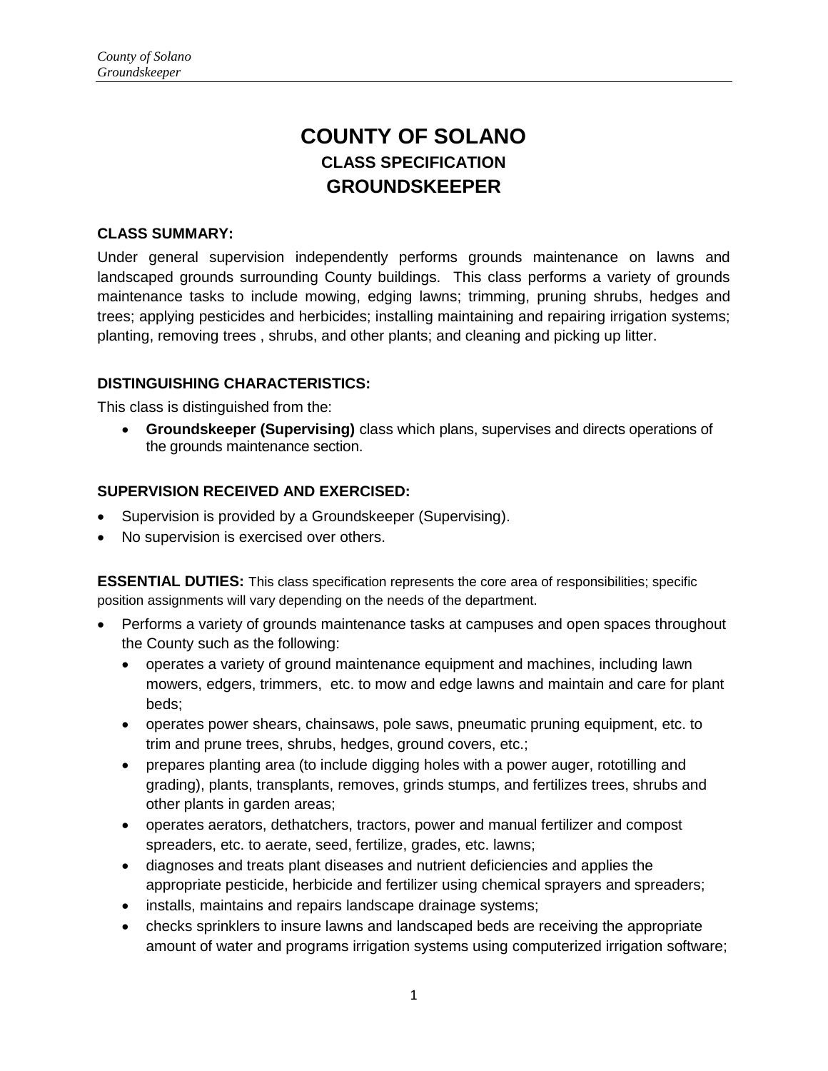# COUNTY OF SOLANO

## CLASS SPECIFICATION

## GROUNDSKEEPER

**CLASS SUMMARY:**

Under general supervision independently performs grounds maintenance on lawns and landscaped grounds surrounding County buildings. This class performs a variety of grounds maintenance tasks to include mowing, edging lawns; trimming, pruning shrubs, hedges and trees; applying pesticides and herbicides; installing maintaining and repairing irrigation systems; planting, removing trees , shrubs, and other plants; and cleaning and picking up litter.

**DISTINGUISHING CHARACTERISTICS:**

This class is distinguished from the:

- **Groundskeeper (Supervising)** class which plans, supervises and directs operations of the grounds maintenance section.

**SUPERVISION RECEIVED AND EXERCISED:**

- Supervision is provided by a Groundskeeper (Supervising).
- No supervision is exercised over others.

**ESSENTIAL DUTIES:** This class specification represents the core area of responsibilities; specific position assignments will vary depending on the needs of the department.

- Performs a variety of grounds maintenance tasks at campuses and open spaces throughout the County such as the following:
  - operates a variety of ground maintenance equipment and machines, including lawn mowers, edgers, trimmers, etc. to mow and edge lawns and maintain and care for plant beds;
  - operates power shears, chainsaws, pole saws, pneumatic pruning equipment, etc. to trim and prune trees, shrubs, hedges, ground covers, etc.;
  - prepares planting area (to include digging holes with a power auger, rototilling and grading), plants, transplants, removes, grinds stumps, and fertilizes trees, shrubs and other plants in garden areas;
  - operates aerators, dethatchers, tractors, power and manual fertilizer and compost spreaders, etc. to aerate, seed, fertilize, grades, etc. lawns;
  - diagnoses and treats plant diseases and nutrient deficiencies and applies the appropriate pesticide, herbicide and fertilizer using chemical sprayers and spreaders;
  - installs, maintains and repairs landscape drainage systems;
  - checks sprinklers to insure lawns and landscaped beds are receiving the appropriate amount of water and programs irrigation systems using computerized irrigation software;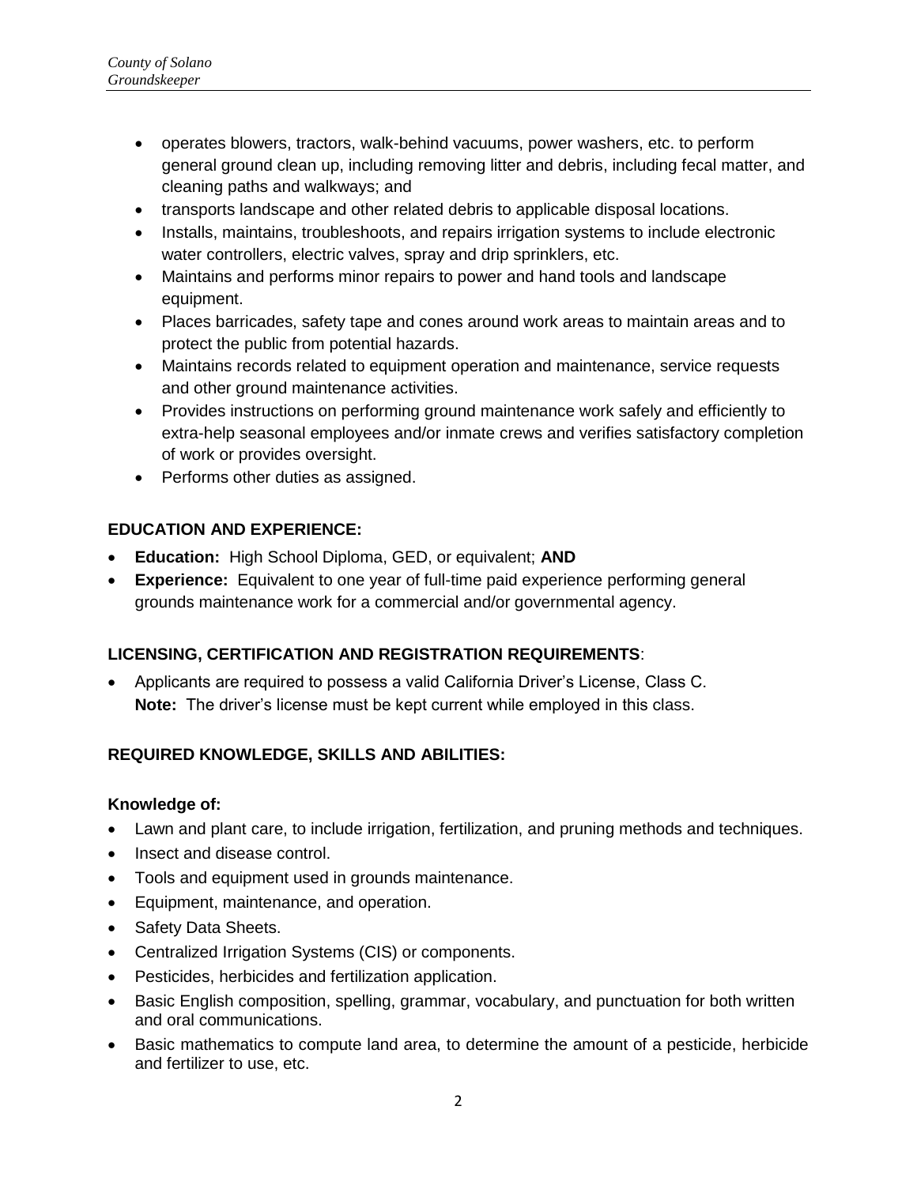- operates blowers, tractors, walk-behind vacuums, power washers, etc. to perform general ground clean up, including removing litter and debris, including fecal matter, and cleaning paths and walkways; and
- transports landscape and other related debris to applicable disposal locations.
- Installs, maintains, troubleshoots, and repairs irrigation systems to include electronic water controllers, electric valves, spray and drip sprinklers, etc.
- Maintains and performs minor repairs to power and hand tools and landscape equipment.
- Places barricades, safety tape and cones around work areas to maintain areas and to protect the public from potential hazards.
- Maintains records related to equipment operation and maintenance, service requests and other ground maintenance activities.
- Provides instructions on performing ground maintenance work safely and efficiently to extra-help seasonal employees and/or inmate crews and verifies satisfactory completion of work or provides oversight.
- Performs other duties as assigned.

## EDUCATION AND EXPERIENCE:

- **Education:** High School Diploma, GED, or equivalent; **AND**
- **Experience:** Equivalent to one year of full-time paid experience performing general grounds maintenance work for a commercial and/or governmental agency.

## LICENSING, CERTIFICATION AND REGISTRATION REQUIREMENTS:

- Applicants are required to possess a valid California Driver's License, Class C. **Note:** The driver's license must be kept current while employed in this class.

## REQUIRED KNOWLEDGE, SKILLS AND ABILITIES:

### Knowledge of:

- Lawn and plant care, to include irrigation, fertilization, and pruning methods and techniques.
- Insect and disease control.
- Tools and equipment used in grounds maintenance.
- Equipment, maintenance, and operation.
- Safety Data Sheets.
- Centralized Irrigation Systems (CIS) or components.
- Pesticides, herbicides and fertilization application.
- Basic English composition, spelling, grammar, vocabulary, and punctuation for both written and oral communications.
- Basic mathematics to compute land area, to determine the amount of a pesticide, herbicide and fertilizer to use, etc.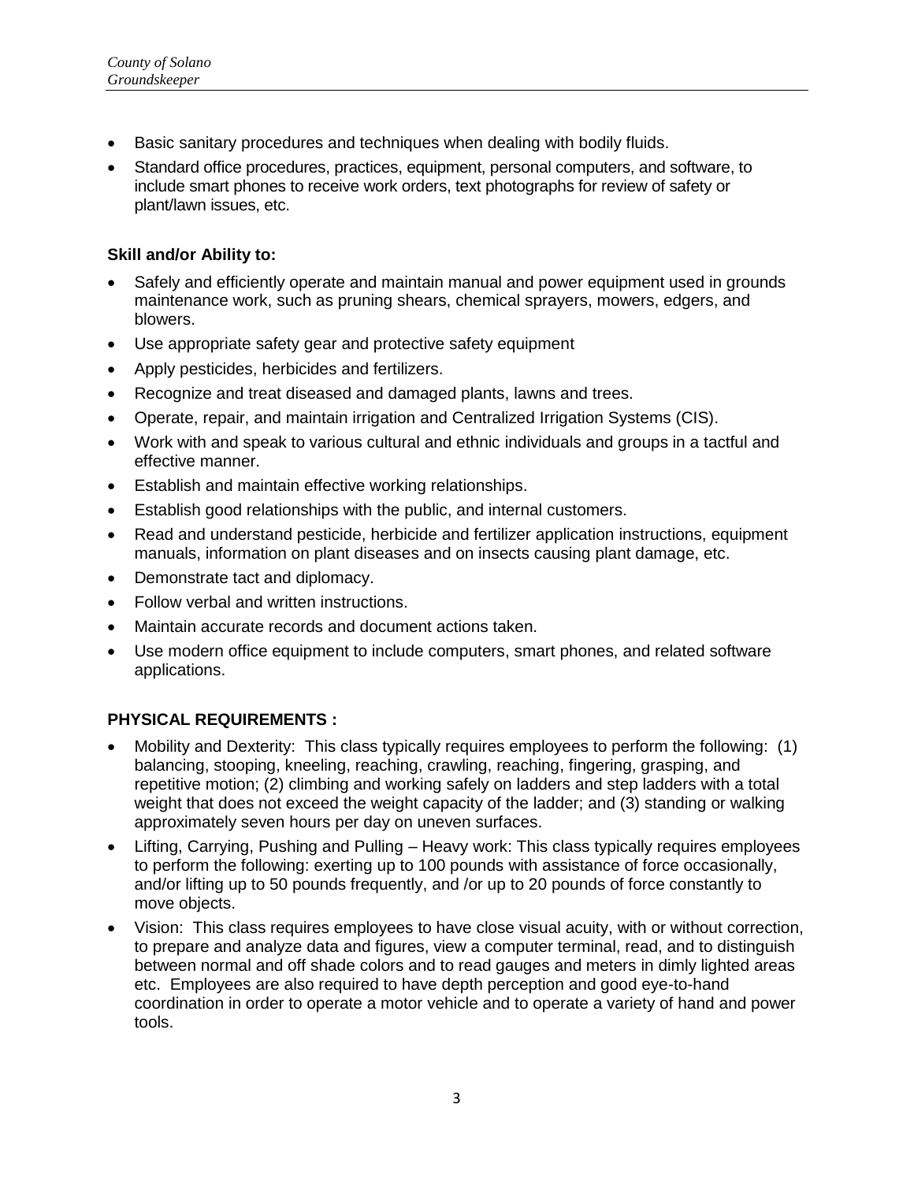- Basic sanitary procedures and techniques when dealing with bodily fluids.
- Standard office procedures, practices, equipment, personal computers, and software, to include smart phones to receive work orders, text photographs for review of safety or plant/lawn issues, etc.

**Skill and/or Ability to:**

- Safely and efficiently operate and maintain manual and power equipment used in grounds maintenance work, such as pruning shears, chemical sprayers, mowers, edgers, and blowers.
- Use appropriate safety gear and protective safety equipment
- Apply pesticides, herbicides and fertilizers.
- Recognize and treat diseased and damaged plants, lawns and trees.
- Operate, repair, and maintain irrigation and Centralized Irrigation Systems (CIS).
- Work with and speak to various cultural and ethnic individuals and groups in a tactful and effective manner.
- Establish and maintain effective working relationships.
- Establish good relationships with the public, and internal customers.
- Read and understand pesticide, herbicide and fertilizer application instructions, equipment manuals, information on plant diseases and on insects causing plant damage, etc.
- Demonstrate tact and diplomacy.
- Follow verbal and written instructions.
- Maintain accurate records and document actions taken.
- Use modern office equipment to include computers, smart phones, and related software applications.

## PHYSICAL REQUIREMENTS :

- Mobility and Dexterity: This class typically requires employees to perform the following: (1) balancing, stooping, kneeling, reaching, crawling, reaching, fingering, grasping, and repetitive motion; (2) climbing and working safely on ladders and step ladders with a total weight that does not exceed the weight capacity of the ladder; and (3) standing or walking approximately seven hours per day on uneven surfaces.
- Lifting, Carrying, Pushing and Pulling – Heavy work: This class typically requires employees to perform the following: exerting up to 100 pounds with assistance of force occasionally, and/or lifting up to 50 pounds frequently, and /or up to 20 pounds of force constantly to move objects.
- Vision: This class requires employees to have close visual acuity, with or without correction, to prepare and analyze data and figures, view a computer terminal, read, and to distinguish between normal and off shade colors and to read gauges and meters in dimly lighted areas etc. Employees are also required to have depth perception and good eye-to-hand coordination in order to operate a motor vehicle and to operate a variety of hand and power tools.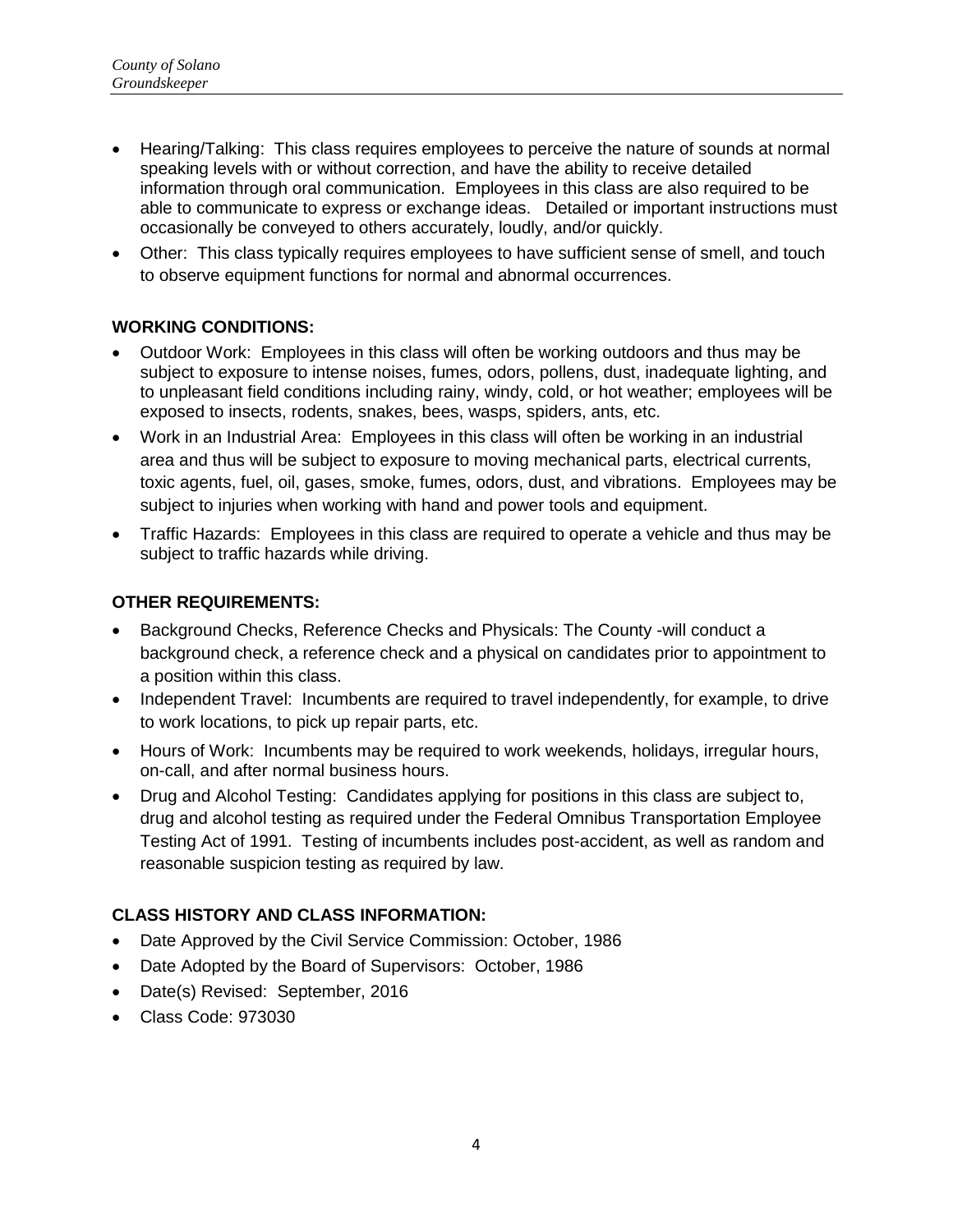- Hearing/Talking: This class requires employees to perceive the nature of sounds at normal speaking levels with or without correction, and have the ability to receive detailed information through oral communication. Employees in this class are also required to be able to communicate to express or exchange ideas. Detailed or important instructions must occasionally be conveyed to others accurately, loudly, and/or quickly.
- Other: This class typically requires employees to have sufficient sense of smell, and touch to observe equipment functions for normal and abnormal occurrences.

**WORKING CONDITIONS:**

- Outdoor Work: Employees in this class will often be working outdoors and thus may be subject to exposure to intense noises, fumes, odors, pollens, dust, inadequate lighting, and to unpleasant field conditions including rainy, windy, cold, or hot weather; employees will be exposed to insects, rodents, snakes, bees, wasps, spiders, ants, etc.
- Work in an Industrial Area: Employees in this class will often be working in an industrial area and thus will be subject to exposure to moving mechanical parts, electrical currents, toxic agents, fuel, oil, gases, smoke, fumes, odors, dust, and vibrations. Employees may be subject to injuries when working with hand and power tools and equipment.
- Traffic Hazards: Employees in this class are required to operate a vehicle and thus may be subject to traffic hazards while driving.

**OTHER REQUIREMENTS:**

- Background Checks, Reference Checks and Physicals: The County -will conduct a background check, a reference check and a physical on candidates prior to appointment to a position within this class.
- Independent Travel: Incumbents are required to travel independently, for example, to drive to work locations, to pick up repair parts, etc.
- Hours of Work: Incumbents may be required to work weekends, holidays, irregular hours, on-call, and after normal business hours.
- Drug and Alcohol Testing: Candidates applying for positions in this class are subject to, drug and alcohol testing as required under the Federal Omnibus Transportation Employee Testing Act of 1991. Testing of incumbents includes post-accident, as well as random and reasonable suspicion testing as required by law.

**CLASS HISTORY AND CLASS INFORMATION:**

- Date Approved by the Civil Service Commission: October, 1986
- Date Adopted by the Board of Supervisors: October, 1986
- Date(s) Revised: September, 2016
- Class Code: 973030